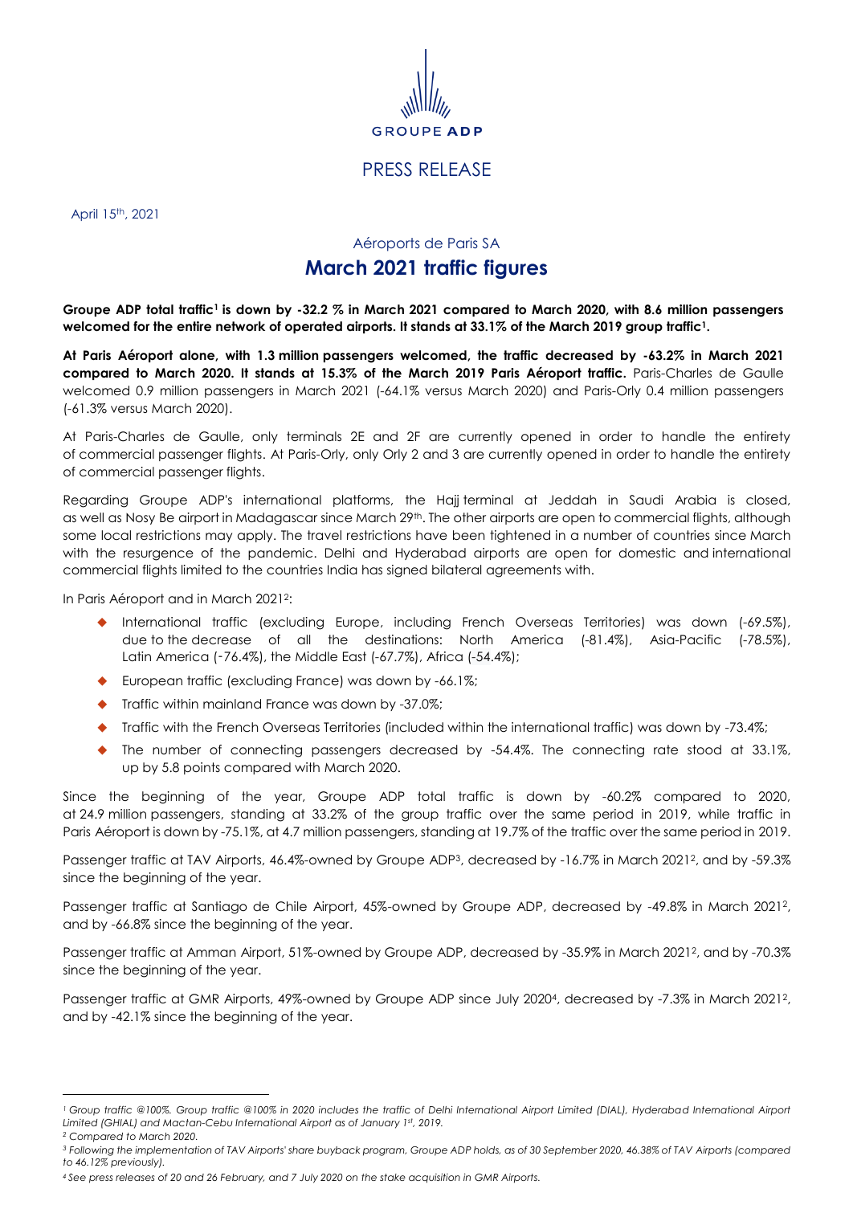GROUPE ADP

PRESS RELEASE

April 15th, 2021

Aéroports de Paris SA

# March 2021 traffic figures

**Groupe ADP total traffic[1] is down by -32.2 % in March 2021 compared to March 2020, with 8.6 million passengers welcomed for the entire network of operated airports. It stands at 33.1% of the March 2019 group traffic[1].**

**At Paris Aéroport alone, with 1.3 million passengers welcomed, the traffic decreased by -63.2% in March 2021 compared to March 2020. It stands at 15.3% of the March 2019 Paris Aéroport traffic.** Paris-Charles de Gaulle welcomed 0.9 million passengers in March 2021 (-64.1% versus March 2020) and Paris-Orly 0.4 million passengers (-61.3% versus March 2020).

At Paris-Charles de Gaulle, only terminals 2E and 2F are currently opened in order to handle the entirety of commercial passenger flights. At Paris-Orly, only Orly 2 and 3 are currently opened in order to handle the entirety of commercial passenger flights.

Regarding Groupe ADP's international platforms, the Hajj terminal at Jeddah in Saudi Arabia is closed, as well as Nosy Be airport in Madagascar since March 29th. The other airports are open to commercial flights, although some local restrictions may apply. The travel restrictions have been tightened in a number of countries since March with the resurgence of the pandemic. Delhi and Hyderabad airports are open for domestic and international commercial flights limited to the countries India has signed bilateral agreements with.

In Paris Aéroport and in March 2021[2]:

- International traffic (excluding Europe, including French Overseas Territories) was down (-69.5%), due to the decrease of all the destinations: North America (-81.4%), Asia-Pacific (-78.5%), Latin America (-76.4%), the Middle East (-67.7%), Africa (-54.4%);
- European traffic (excluding France) was down by -66.1%;
- Traffic within mainland France was down by -37.0%;
- Traffic with the French Overseas Territories (included within the international traffic) was down by -73.4%;
- The number of connecting passengers decreased by -54.4%. The connecting rate stood at 33.1%, up by 5.8 points compared with March 2020.

Since the beginning of the year, Groupe ADP total traffic is down by -60.2% compared to 2020, at 24.9 million passengers, standing at 33.2% of the group traffic over the same period in 2019, while traffic in Paris Aéroport is down by -75.1%, at 4.7 million passengers, standing at 19.7% of the traffic over the same period in 2019.

Passenger traffic at TAV Airports, 46.4%-owned by Groupe ADP[3], decreased by -16.7% in March 2021[2], and by -59.3% since the beginning of the year.

Passenger traffic at Santiago de Chile Airport, 45%-owned by Groupe ADP, decreased by -49.8% in March 2021[2], and by -66.8% since the beginning of the year.

Passenger traffic at Amman Airport, 51%-owned by Groupe ADP, decreased by -35.9% in March 2021[2], and by -70.3% since the beginning of the year.

Passenger traffic at GMR Airports, 49%-owned by Groupe ADP since July 2020[4], decreased by -7.3% in March 2021[2], and by -42.1% since the beginning of the year.

---

[1] *Group traffic @100%. Group traffic @100% in 2020 includes the traffic of Delhi International Airport Limited (DIAL), Hyderabad International Airport Limited (GHIAL) and Mactan-Cebu International Airport as of January 1st, 2019.*

[2] *Compared to March 2020.*

[3] *Following the implementation of TAV Airports' share buyback program, Groupe ADP holds, as of 30 September 2020, 46.38% of TAV Airports (compared to 46.12% previously).*

[4] *See press releases of 20 and 26 February, and 7 July 2020 on the stake acquisition in GMR Airports.*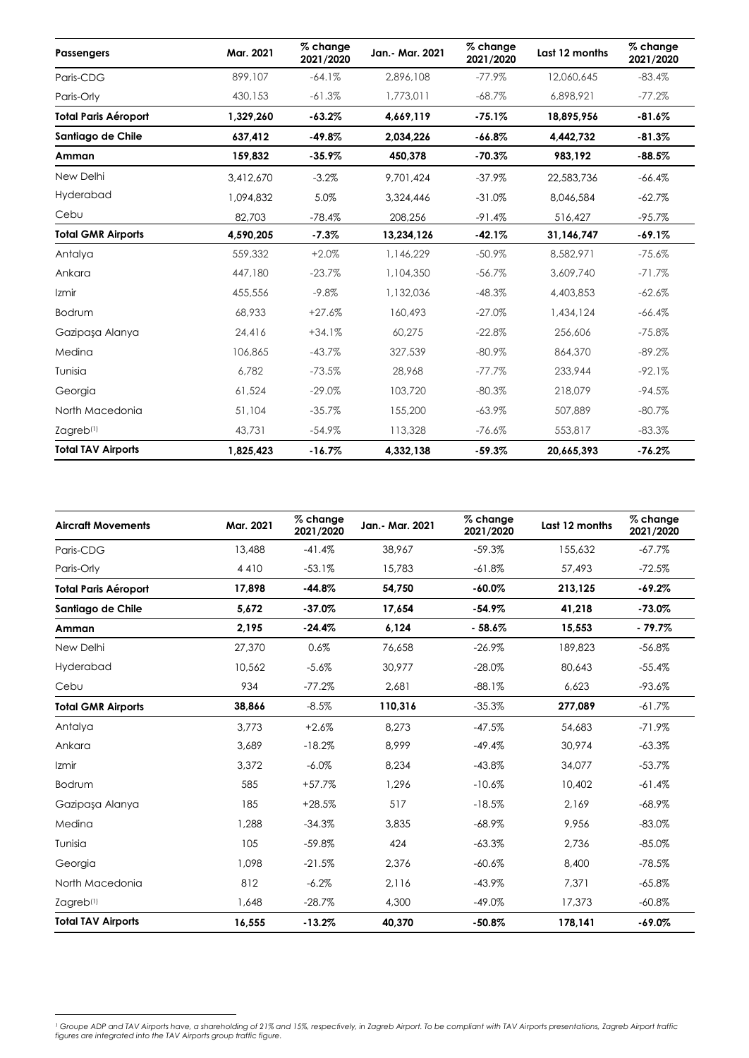| **Passengers** | **Mar. 2021** | **% change 2021/2020** | **Jan.- Mar. 2021** | **% change 2021/2020** | **Last 12 months** | **% change 2021/2020** |
|---|---|---|---|---|---|---|
| Paris-CDG | 899,107 | -64.1% | 2,896,108 | -77.9% | 12,060,645 | -83.4% |
| Paris-Orly | 430,153 | -61.3% | 1,773,011 | -68.7% | 6,898,921 | -77.2% |
| **Total Paris Aéroport** | **1,329,260** | **-63.2%** | **4,669,119** | **-75.1%** | **18,895,956** | **-81.6%** |
| **Santiago de Chile** | **637,412** | **-49.8%** | **2,034,226** | **-66.8%** | **4,442,732** | **-81.3%** |
| **Amman** | **159,832** | **-35.9%** | **450,378** | **-70.3%** | **983,192** | **-88.5%** |
| New Delhi | 3,412,670 | -3.2% | 9,701,424 | -37.9% | 22,583,736 | -66.4% |
| Hyderabad | 1,094,832 | 5.0% | 3,324,446 | -31.0% | 8,046,584 | -62.7% |
| Cebu | 82,703 | -78.4% | 208,256 | -91.4% | 516,427 | -95.7% |
| **Total GMR Airports** | **4,590,205** | **-7.3%** | **13,234,126** | **-42.1%** | **31,146,747** | **-69.1%** |
| Antalya | 559,332 | +2.0% | 1,146,229 | -50.9% | 8,582,971 | -75.6% |
| Ankara | 447,180 | -23.7% | 1,104,350 | -56.7% | 3,609,740 | -71.7% |
| Izmir | 455,556 | -9.8% | 1,132,036 | -48.3% | 4,403,853 | -62.6% |
| Bodrum | 68,933 | +27.6% | 160,493 | -27.0% | 1,434,124 | -66.4% |
| Gazipaşa Alanya | 24,416 | +34.1% | 60,275 | -22.8% | 256,606 | -75.8% |
| Medina | 106,865 | -43.7% | 327,539 | -80.9% | 864,370 | -89.2% |
| Tunisia | 6,782 | -73.5% | 28,968 | -77.7% | 233,944 | -92.1% |
| Georgia | 61,524 | -29.0% | 103,720 | -80.3% | 218,079 | -94.5% |
| North Macedonia | 51,104 | -35.7% | 155,200 | -63.9% | 507,889 | -80.7% |
| Zagreb[1] | 43,731 | -54.9% | 113,328 | -76.6% | 553,817 | -83.3% |
| **Total TAV Airports** | **1,825,423** | **-16.7%** | **4,332,138** | **-59.3%** | **20,665,393** | **-76.2%** |

| **Aircraft Movements** | **Mar. 2021** | **% change 2021/2020** | **Jan.- Mar. 2021** | **% change 2021/2020** | **Last 12 months** | **% change 2021/2020** |
|---|---|---|---|---|---|---|
| Paris-CDG | 13,488 | -41.4% | 38,967 | -59.3% | 155,632 | -67.7% |
| Paris-Orly | 4 410 | -53.1% | 15,783 | -61.8% | 57,493 | -72.5% |
| **Total Paris Aéroport** | **17,898** | **-44.8%** | **54,750** | **-60.0%** | **213,125** | **-69.2%** |
| **Santiago de Chile** | **5,672** | **-37.0%** | **17,654** | **-54.9%** | **41,218** | **-73.0%** |
| **Amman** | **2,195** | **-24.4%** | **6,124** | **- 58.6%** | **15,553** | **- 79.7%** |
| New Delhi | 27,370 | 0.6% | 76,658 | -26.9% | 189,823 | -56.8% |
| Hyderabad | 10,562 | -5.6% | 30,977 | -28.0% | 80,643 | -55.4% |
| Cebu | 934 | -77.2% | 2,681 | -88.1% | 6,623 | -93.6% |
| **Total GMR Airports** | **38,866** | -8.5% | **110,316** | -35.3% | **277,089** | -61.7% |
| Antalya | 3,773 | +2.6% | 8,273 | -47.5% | 54,683 | -71.9% |
| Ankara | 3,689 | -18.2% | 8,999 | -49.4% | 30,974 | -63.3% |
| Izmir | 3,372 | -6.0% | 8,234 | -43.8% | 34,077 | -53.7% |
| Bodrum | 585 | +57.7% | 1,296 | -10.6% | 10,402 | -61.4% |
| Gazipaşa Alanya | 185 | +28.5% | 517 | -18.5% | 2,169 | -68.9% |
| Medina | 1,288 | -34.3% | 3,835 | -68.9% | 9,956 | -83.0% |
| Tunisia | 105 | -59.8% | 424 | -63.3% | 2,736 | -85.0% |
| Georgia | 1,098 | -21.5% | 2,376 | -60.6% | 8,400 | -78.5% |
| North Macedonia | 812 | -6.2% | 2,116 | -43.9% | 7,371 | -65.8% |
| Zagreb[1] | 1,648 | -28.7% | 4,300 | -49.0% | 17,373 | -60.8% |
| **Total TAV Airports** | **16,555** | **-13.2%** | **40,370** | **-50.8%** | **178,141** | **-69.0%** |

*[1] Groupe ADP and TAV Airports have, a shareholding of 21% and 15%, respectively, in Zagreb Airport. To be compliant with TAV Airports presentations, Zagreb Airport traffic figures are integrated into the TAV Airports group traffic figure.*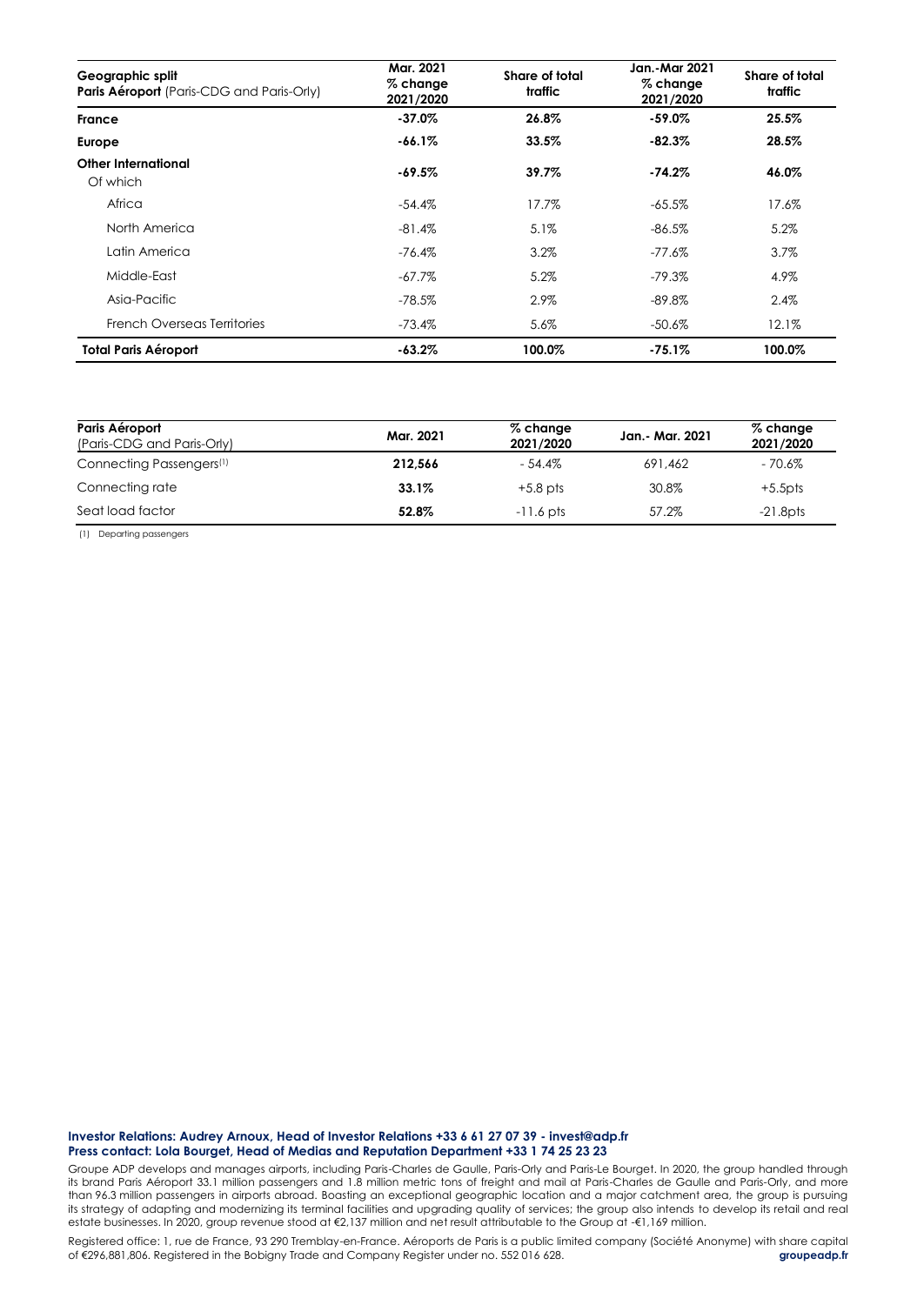| Geographic split<br>**Paris Aéroport** (Paris-CDG and Paris-Orly) | Mar. 2021<br>% change<br>2021/2020 | Share of total traffic | Jan.-Mar 2021<br>% change<br>2021/2020 | Share of total traffic |
|---|---|---|---|---|
| **France** | **-37.0%** | **26.8%** | **-59.0%** | **25.5%** |
| **Europe** | **-66.1%** | **33.5%** | **-82.3%** | **28.5%** |
| **Other International**<br>Of which | **-69.5%** | **39.7%** | **-74.2%** | **46.0%** |
| Africa | -54.4% | 17.7% | -65.5% | 17.6% |
| North America | -81.4% | 5.1% | -86.5% | 5.2% |
| Latin America | -76.4% | 3.2% | -77.6% | 3.7% |
| Middle-East | -67.7% | 5.2% | -79.3% | 4.9% |
| Asia-Pacific | -78.5% | 2.9% | -89.8% | 2.4% |
| French Overseas Territories | -73.4% | 5.6% | -50.6% | 12.1% |
| **Total Paris Aéroport** | **-63.2%** | **100.0%** | **-75.1%** | **100.0%** |

| **Paris Aéroport**<br>(Paris-CDG and Paris-Orly) | Mar. 2021 | % change 2021/2020 | Jan.- Mar. 2021 | % change 2021/2020 |
|---|---|---|---|---|
| Connecting Passengers[1] | **212,566** | - 54.4% | 691,462 | - 70.6% |
| Connecting rate | **33.1%** | +5.8 pts | 30.8% | +5.5pts |
| Seat load factor | **52.8%** | -11.6 pts | 57.2% | -21.8pts |

(1) Departing passengers

**Investor Relations: Audrey Arnoux, Head of Investor Relations +33 6 61 27 07 39 - invest@adp.fr**
**Press contact: Lola Bourget, Head of Medias and Reputation Department +33 1 74 25 23 23**

Groupe ADP develops and manages airports, including Paris-Charles de Gaulle, Paris-Orly and Paris-Le Bourget. In 2020, the group handled through its brand Paris Aéroport 33.1 million passengers and 1.8 million metric tons of freight and mail at Paris-Charles de Gaulle and Paris-Orly, and more than 96.3 million passengers in airports abroad. Boasting an exceptional geographic location and a major catchment area, the group is pursuing its strategy of adapting and modernizing its terminal facilities and upgrading quality of services; the group also intends to develop its retail and real estate businesses. In 2020, group revenue stood at €2,137 million and net result attributable to the Group at -€1,169 million.

Registered office: 1, rue de France, 93 290 Tremblay-en-France. Aéroports de Paris is a public limited company (Société Anonyme) with share capital of €296,881,806. Registered in the Bobigny Trade and Company Register under no. 552 016 628. **groupeadp.fr**